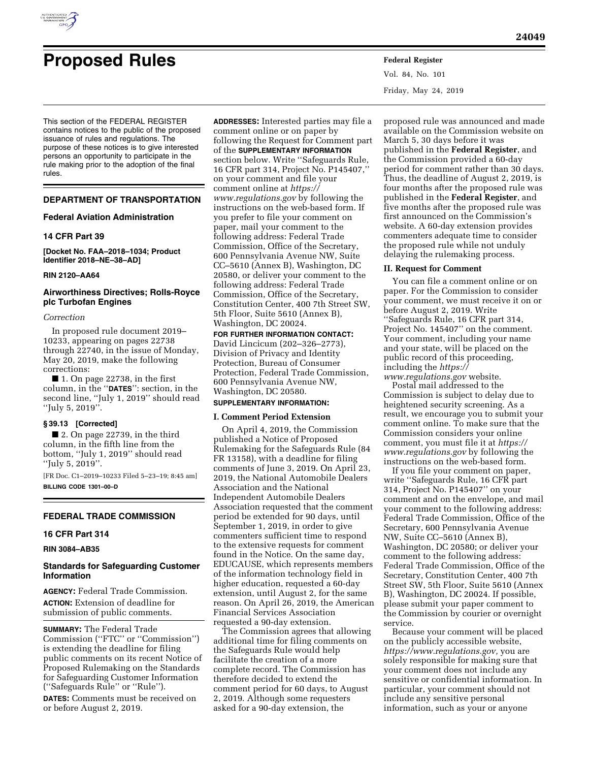# Proposed Rules

This section of the FEDERAL REGISTER contains notices to the public of the proposed issuance of rules and regulations. The purpose of these notices is to give interested persons an opportunity to participate in the rule making prior to the adoption of the final rules.

## DEPARTMENT OF TRANSPORTATION

### Federal Aviation Administration

### 14 CFR Part 39

**[Docket No. FAA–2018–1034; Product Identifier 2018–NE–38–AD]**

**RIN 2120–AA64**

### Airworthiness Directives; Rolls-Royce plc Turbofan Engines

*Correction*

In proposed rule document 2019–10233, appearing on pages 22738 through 22740, in the issue of Monday, May 20, 2019, make the following corrections:

■ 1. On page 22738, in the first column, in the ''**DATES**'': section, in the second line, ''July 1, 2019'' should read ''July 5, 2019''.

#### § 39.13 [Corrected]

■ 2. On page 22739, in the third column, in the fifth line from the bottom, ''July 1, 2019'' should read ''July 5, 2019''.

[FR Doc. C1–2019–10233 Filed 5–23–19; 8:45 am]

**BILLING CODE 1301–00–D**

## FEDERAL TRADE COMMISSION

### 16 CFR Part 314

**RIN 3084–AB35**

### Standards for Safeguarding Customer Information

**AGENCY:** Federal Trade Commission.

**ACTION:** Extension of deadline for submission of public comments.

**SUMMARY:** The Federal Trade Commission (''FTC'' or ''Commission'') is extending the deadline for filing public comments on its recent Notice of Proposed Rulemaking on the Standards for Safeguarding Customer Information (''Safeguards Rule'' or ''Rule'').

**DATES:** Comments must be received on or before August 2, 2019.

**ADDRESSES:** Interested parties may file a comment online or on paper by following the Request for Comment part of the **SUPPLEMENTARY INFORMATION** section below. Write ''Safeguards Rule, 16 CFR part 314, Project No. P145407,'' on your comment and file your comment online at *https://www.regulations.gov* by following the instructions on the web-based form. If you prefer to file your comment on paper, mail your comment to the following address: Federal Trade Commission, Office of the Secretary, 600 Pennsylvania Avenue NW, Suite CC–5610 (Annex B), Washington, DC 20580, or deliver your comment to the following address: Federal Trade Commission, Office of the Secretary, Constitution Center, 400 7th Street SW, 5th Floor, Suite 5610 (Annex B), Washington, DC 20024.

**FOR FURTHER INFORMATION CONTACT:** David Lincicum (202–326–2773), Division of Privacy and Identity Protection, Bureau of Consumer Protection, Federal Trade Commission, 600 Pennsylvania Avenue NW, Washington, DC 20580.

**SUPPLEMENTARY INFORMATION:**

#### I. Comment Period Extension

On April 4, 2019, the Commission published a Notice of Proposed Rulemaking for the Safeguards Rule (84 FR 13158), with a deadline for filing comments of June 3, 2019. On April 23, 2019, the National Automobile Dealers Association and the National Independent Automobile Dealers Association requested that the comment period be extended for 90 days, until September 1, 2019, in order to give commenters sufficient time to respond to the extensive requests for comment found in the Notice. On the same day, EDUCAUSE, which represents members of the information technology field in higher education, requested a 60-day extension, until August 2, for the same reason. On April 26, 2019, the American Financial Services Association requested a 90-day extension.

The Commission agrees that allowing additional time for filing comments on the Safeguards Rule would help facilitate the creation of a more complete record. The Commission has therefore decided to extend the comment period for 60 days, to August 2, 2019. Although some requesters asked for a 90-day extension, the proposed rule was announced and made available on the Commission website on March 5, 30 days before it was published in the **Federal Register**, and the Commission provided a 60-day period for comment rather than 30 days. Thus, the deadline of August 2, 2019, is four months after the proposed rule was published in the **Federal Register**, and five months after the proposed rule was first announced on the Commission's website. A 60-day extension provides commenters adequate time to consider the proposed rule while not unduly delaying the rulemaking process.

#### II. Request for Comment

You can file a comment online or on paper. For the Commission to consider your comment, we must receive it on or before August 2, 2019. Write ''Safeguards Rule, 16 CFR part 314, Project No. 145407'' on the comment. Your comment, including your name and your state, will be placed on the public record of this proceeding, including the *https://www.regulations.gov* website.

Postal mail addressed to the Commission is subject to delay due to heightened security screening. As a result, we encourage you to submit your comment online. To make sure that the Commission considers your online comment, you must file it at *https://www.regulations.gov* by following the instructions on the web-based form.

If you file your comment on paper, write ''Safeguards Rule, 16 CFR part 314, Project No. P145407'' on your comment and on the envelope, and mail your comment to the following address: Federal Trade Commission, Office of the Secretary, 600 Pennsylvania Avenue NW, Suite CC–5610 (Annex B), Washington, DC 20580; or deliver your comment to the following address: Federal Trade Commission, Office of the Secretary, Constitution Center, 400 7th Street SW, 5th Floor, Suite 5610 (Annex B), Washington, DC 20024. If possible, please submit your paper comment to the Commission by courier or overnight service.

Because your comment will be placed on the publicly accessible website, *https://www.regulations.gov,* you are solely responsible for making sure that your comment does not include any sensitive or confidential information. In particular, your comment should not include any sensitive personal information, such as your or anyone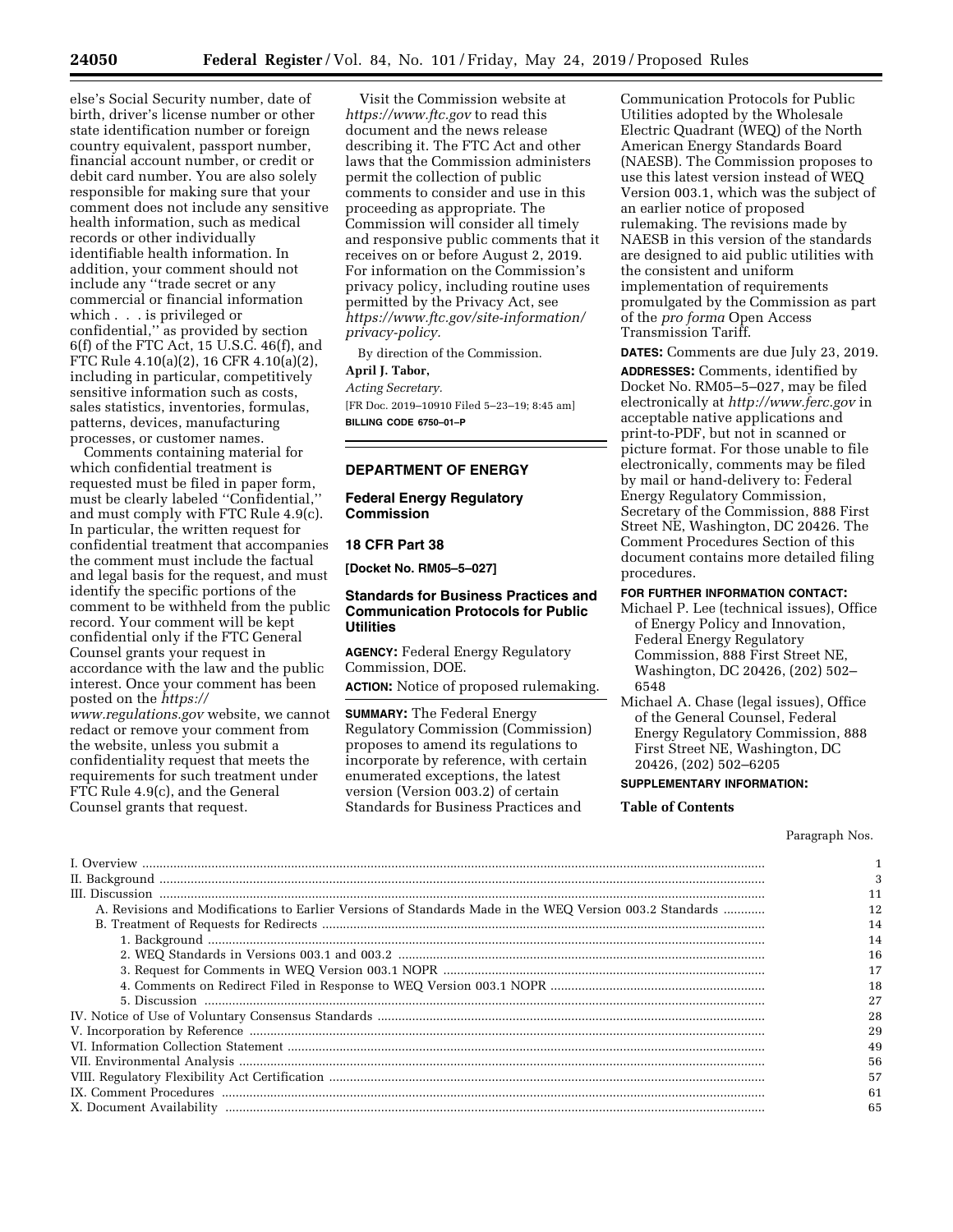else's Social Security number, date of birth, driver's license number or other state identification number or foreign country equivalent, passport number, financial account number, or credit or debit card number. You are also solely responsible for making sure that your comment does not include any sensitive health information, such as medical records or other individually identifiable health information. In addition, your comment should not include any "trade secret or any commercial or financial information which . . . is privileged or confidential," as provided by section 6(f) of the FTC Act, 15 U.S.C. 46(f), and FTC Rule 4.10(a)(2), 16 CFR 4.10(a)(2), including in particular, competitively sensitive information such as costs, sales statistics, inventories, formulas, patterns, devices, manufacturing processes, or customer names.

Comments containing material for which confidential treatment is requested must be filed in paper form, must be clearly labeled "Confidential," and must comply with FTC Rule 4.9(c). In particular, the written request for confidential treatment that accompanies the comment must include the factual and legal basis for the request, and must identify the specific portions of the comment to be withheld from the public record. Your comment will be kept confidential only if the FTC General Counsel grants your request in accordance with the law and the public interest. Once your comment has been posted on the *https://www.regulations.gov* website, we cannot redact or remove your comment from the website, unless you submit a confidentiality request that meets the requirements for such treatment under FTC Rule 4.9(c), and the General Counsel grants that request.

Visit the Commission website at *https://www.ftc.gov* to read this document and the news release describing it. The FTC Act and other laws that the Commission administers permit the collection of public comments to consider and use in this proceeding as appropriate. The Commission will consider all timely and responsive public comments that it receives on or before August 2, 2019. For information on the Commission's privacy policy, including routine uses permitted by the Privacy Act, see *https://www.ftc.gov/site-information/privacy-policy.*

By direction of the Commission.

**April J. Tabor,**

*Acting Secretary.*

[FR Doc. 2019–10910 Filed 5–23–19; 8:45 am]

**BILLING CODE 6750–01–P**

---

## DEPARTMENT OF ENERGY

## Federal Energy Regulatory Commission

### 18 CFR Part 38

**[Docket No. RM05–5–027]**

## Standards for Business Practices and Communication Protocols for Public Utilities

**AGENCY:** Federal Energy Regulatory Commission, DOE.

**ACTION:** Notice of proposed rulemaking.

**SUMMARY:** The Federal Energy Regulatory Commission (Commission) proposes to amend its regulations to incorporate by reference, with certain enumerated exceptions, the latest version (Version 003.2) of certain Standards for Business Practices and Communication Protocols for Public Utilities adopted by the Wholesale Electric Quadrant (WEQ) of the North American Energy Standards Board (NAESB). The Commission proposes to use this latest version instead of WEQ Version 003.1, which was the subject of an earlier notice of proposed rulemaking. The revisions made by NAESB in this version of the standards are designed to aid public utilities with the consistent and uniform implementation of requirements promulgated by the Commission as part of the *pro forma* Open Access Transmission Tariff.

**DATES:** Comments are due July 23, 2019.

**ADDRESSES:** Comments, identified by Docket No. RM05–5–027, may be filed electronically at *http://www.ferc.gov* in acceptable native applications and print-to-PDF, but not in scanned or picture format. For those unable to file electronically, comments may be filed by mail or hand-delivery to: Federal Energy Regulatory Commission, Secretary of the Commission, 888 First Street NE, Washington, DC 20426. The Comment Procedures Section of this document contains more detailed filing procedures.

**FOR FURTHER INFORMATION CONTACT:**

Michael P. Lee (technical issues), Office of Energy Policy and Innovation, Federal Energy Regulatory Commission, 888 First Street NE, Washington, DC 20426, (202) 502–6548

Michael A. Chase (legal issues), Office of the General Counsel, Federal Energy Regulatory Commission, 888 First Street NE, Washington, DC 20426, (202) 502–6205

**SUPPLEMENTARY INFORMATION:**

**Table of Contents**

| | Paragraph Nos. |
|---|---|
| I. Overview | 1 |
| II. Background | 3 |
| III. Discussion | 11 |
| A. Revisions and Modifications to Earlier Versions of Standards Made in the WEQ Version 003.2 Standards | 12 |
| B. Treatment of Requests for Redirects | 14 |
| 1. Background | 14 |
| 2. WEQ Standards in Versions 003.1 and 003.2 | 16 |
| 3. Request for Comments in WEQ Version 003.1 NOPR | 17 |
| 4. Comments on Redirect Filed in Response to WEQ Version 003.1 NOPR | 18 |
| 5. Discussion | 27 |
| IV. Notice of Use of Voluntary Consensus Standards | 28 |
| V. Incorporation by Reference | 29 |
| VI. Information Collection Statement | 49 |
| VII. Environmental Analysis | 56 |
| VIII. Regulatory Flexibility Act Certification | 57 |
| IX. Comment Procedures | 61 |
| X. Document Availability | 65 |